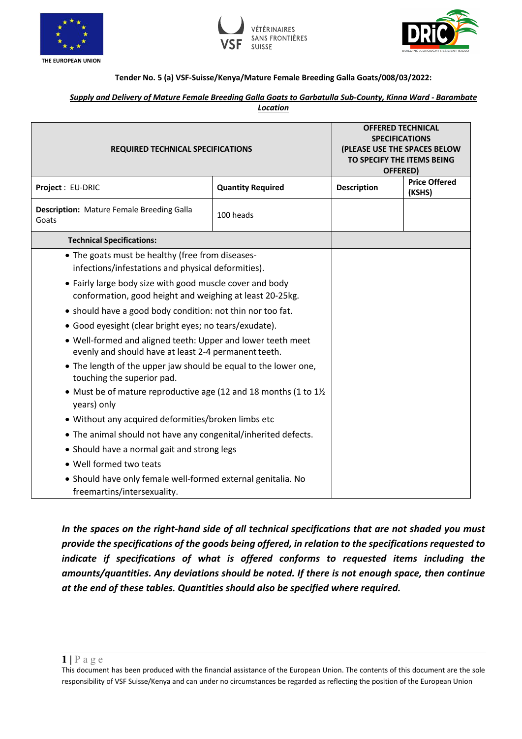THE EUROPEAN UNION

VÉTÉRINAIRES SANS FRONTIÈRES SUISSE

DRIC — BUILDING A DROUGHT RESILIENT ISIOLO

**Tender No. 5 (a) VSF-Suisse/Kenya/Mature Female Breeding Galla Goats/008/03/2022:**

***Supply and Delivery of Mature Female Breeding Galla Goats to Garbatulla Sub-County, Kinna Ward - Barambate Location***

| **REQUIRED TECHNICAL SPECIFICATIONS** | | **OFFERED TECHNICAL SPECIFICATIONS (PLEASE USE THE SPACES BELOW TO SPECIFY THE ITEMS BEING OFFERED)** | |
|---|---|---|---|
| **Project** : EU-DRIC | **Quantity Required** | **Description** | **Price Offered (KSHS)** |
| **Description:** Mature Female Breeding Galla Goats | 100 heads | | |
| **Technical Specifications:** | | | |
| • The goats must be healthy (free from diseases-infections/infestations and physical deformities).<br>• Fairly large body size with good muscle cover and body conformation, good height and weighing at least 20-25kg.<br>• should have a good body condition: not thin nor too fat.<br>• Good eyesight (clear bright eyes; no tears/exudate).<br>• Well-formed and aligned teeth: Upper and lower teeth meet evenly and should have at least 2-4 permanent teeth.<br>• The length of the upper jaw should be equal to the lower one, touching the superior pad.<br>• Must be of mature reproductive age (12 and 18 months (1 to 1½ years) only<br>• Without any acquired deformities/broken limbs etc<br>• The animal should not have any congenital/inherited defects.<br>• Should have a normal gait and strong legs<br>• Well formed two teats<br>• Should have only female well-formed external genitalia. No freemartins/intersexuality. | | | |

***In the spaces on the right-hand side of all technical specifications that are not shaded you must provide the specifications of the goods being offered, in relation to the specifications requested to indicate if specifications of what is offered conforms to requested items including the amounts/quantities. Any deviations should be noted. If there is not enough space, then continue at the end of these tables. Quantities should also be specified where required.***

This document has been produced with the financial assistance of the European Union. The contents of this document are the sole responsibility of VSF Suisse/Kenya and can under no circumstances be regarded as reflecting the position of the European Union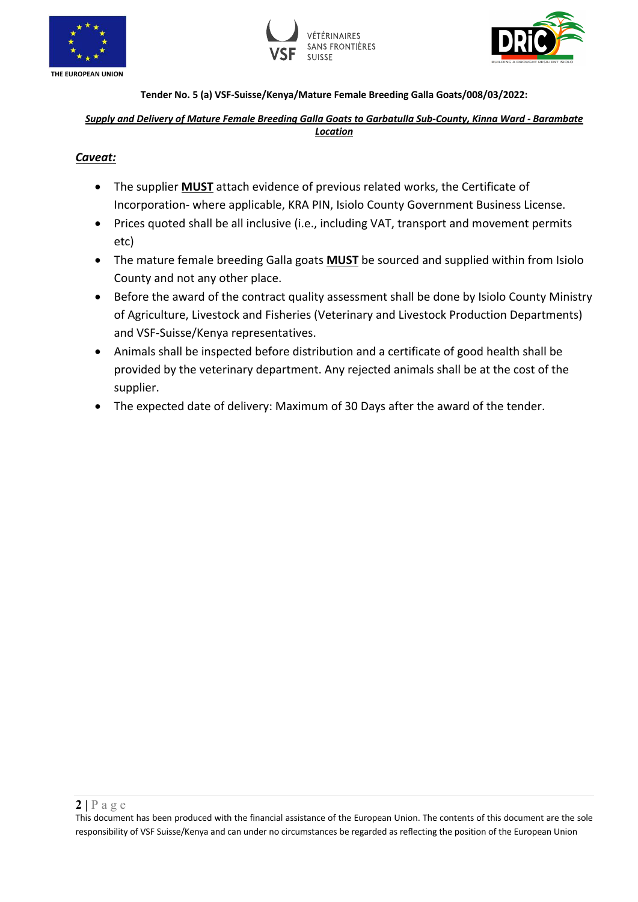**Tender No. 5 (a) VSF-Suisse/Kenya/Mature Female Breeding Galla Goats/008/03/2022:**

***Supply and Delivery of Mature Female Breeding Galla Goats to Garbatulla Sub-County, Kinna Ward - Barambate Location***

## ***Caveat:***

- The supplier **MUST** attach evidence of previous related works, the Certificate of Incorporation- where applicable, KRA PIN, Isiolo County Government Business License.
- Prices quoted shall be all inclusive (i.e., including VAT, transport and movement permits etc)
- The mature female breeding Galla goats **MUST** be sourced and supplied within from Isiolo County and not any other place.
- Before the award of the contract quality assessment shall be done by Isiolo County Ministry of Agriculture, Livestock and Fisheries (Veterinary and Livestock Production Departments) and VSF-Suisse/Kenya representatives.
- Animals shall be inspected before distribution and a certificate of good health shall be provided by the veterinary department. Any rejected animals shall be at the cost of the supplier.
- The expected date of delivery: Maximum of 30 Days after the award of the tender.